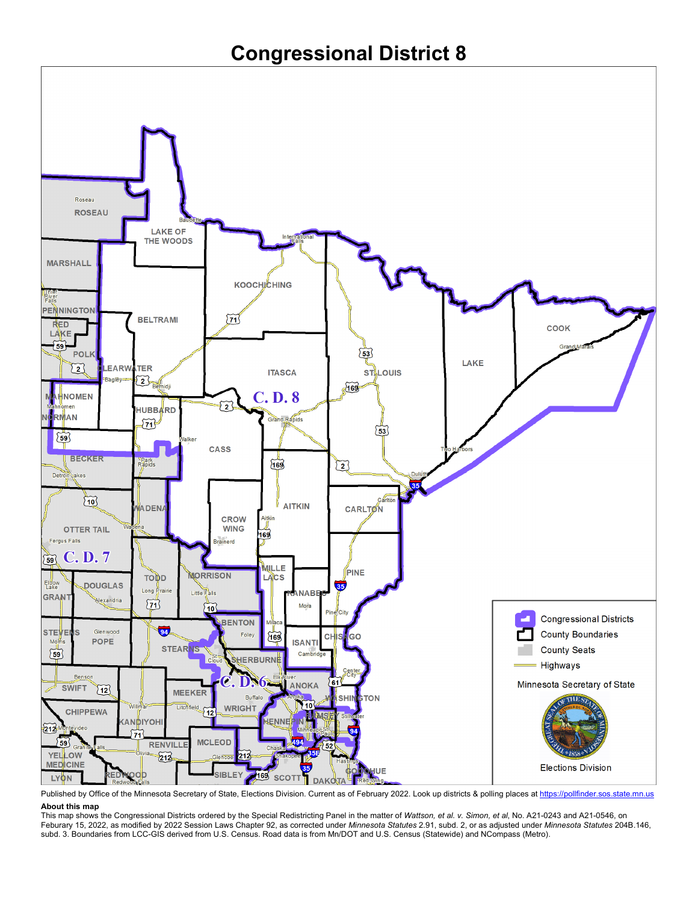# Congressional District 8

Published by Office of the Minnesota Secretary of State, Elections Division. Current as of February 2022. Look up districts & polling places at https://pollfinder.sos.state.mn.us

**About this map**

This map shows the Congressional Districts ordered by the Special Redistricting Panel in the matter of *Wattson, et al. v. Simon, et al*, No. A21-0243 and A21-0546, on Feburary 15, 2022, as modified by 2022 Session Laws Chapter 92, as corrected under *Minnesota Statutes* 2.91, subd. 2, or as adjusted under *Minnesota Statutes* 204B.146, subd. 3. Boundaries from LCC-GIS derived from U.S. Census. Road data is from Mn/DOT and U.S. Census (Statewide) and NCompass (Metro).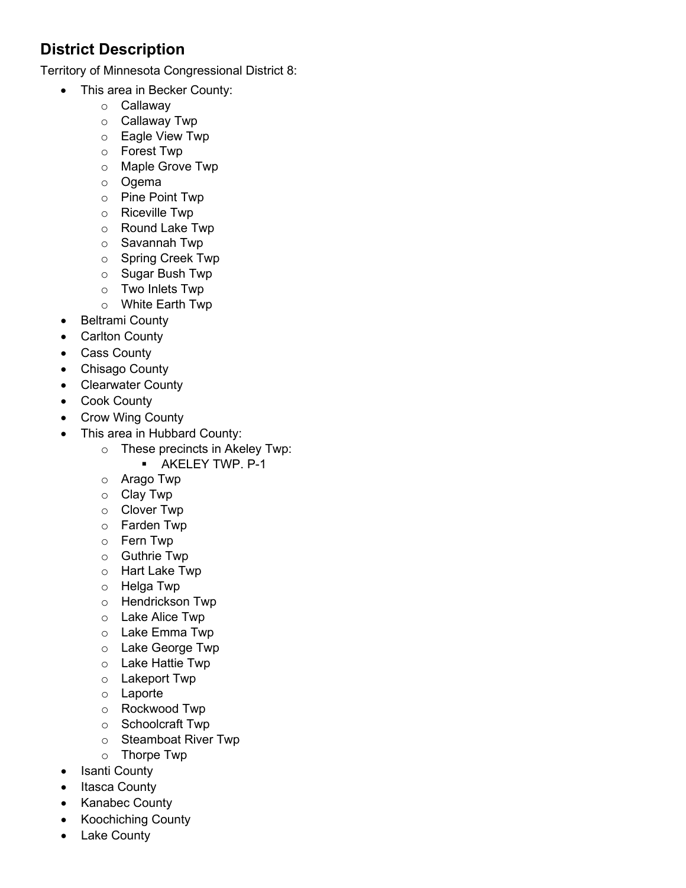## District Description

Territory of Minnesota Congressional District 8:

- This area in Becker County:
  - Callaway
  - Callaway Twp
  - Eagle View Twp
  - Forest Twp
  - Maple Grove Twp
  - Ogema
  - Pine Point Twp
  - Riceville Twp
  - Round Lake Twp
  - Savannah Twp
  - Spring Creek Twp
  - Sugar Bush Twp
  - Two Inlets Twp
  - White Earth Twp
- Beltrami County
- Carlton County
- Cass County
- Chisago County
- Clearwater County
- Cook County
- Crow Wing County
- This area in Hubbard County:
  - These precincts in Akeley Twp:
    - AKELEY TWP. P-1
  - Arago Twp
  - Clay Twp
  - Clover Twp
  - Farden Twp
  - Fern Twp
  - Guthrie Twp
  - Hart Lake Twp
  - Helga Twp
  - Hendrickson Twp
  - Lake Alice Twp
  - Lake Emma Twp
  - Lake George Twp
  - Lake Hattie Twp
  - Lakeport Twp
  - Laporte
  - Rockwood Twp
  - Schoolcraft Twp
  - Steamboat River Twp
  - Thorpe Twp
- Isanti County
- Itasca County
- Kanabec County
- Koochiching County
- Lake County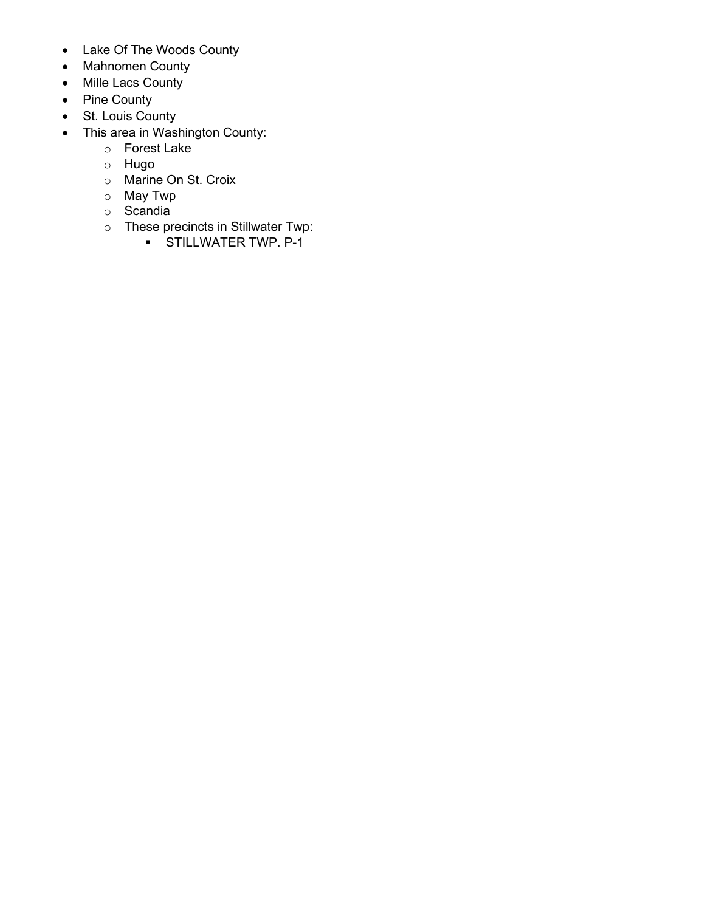- Lake Of The Woods County
- Mahnomen County
- Mille Lacs County
- Pine County
- St. Louis County
- This area in Washington County:
    - Forest Lake
    - Hugo
    - Marine On St. Croix
    - May Twp
    - Scandia
    - These precincts in Stillwater Twp:
        - STILLWATER TWP. P-1